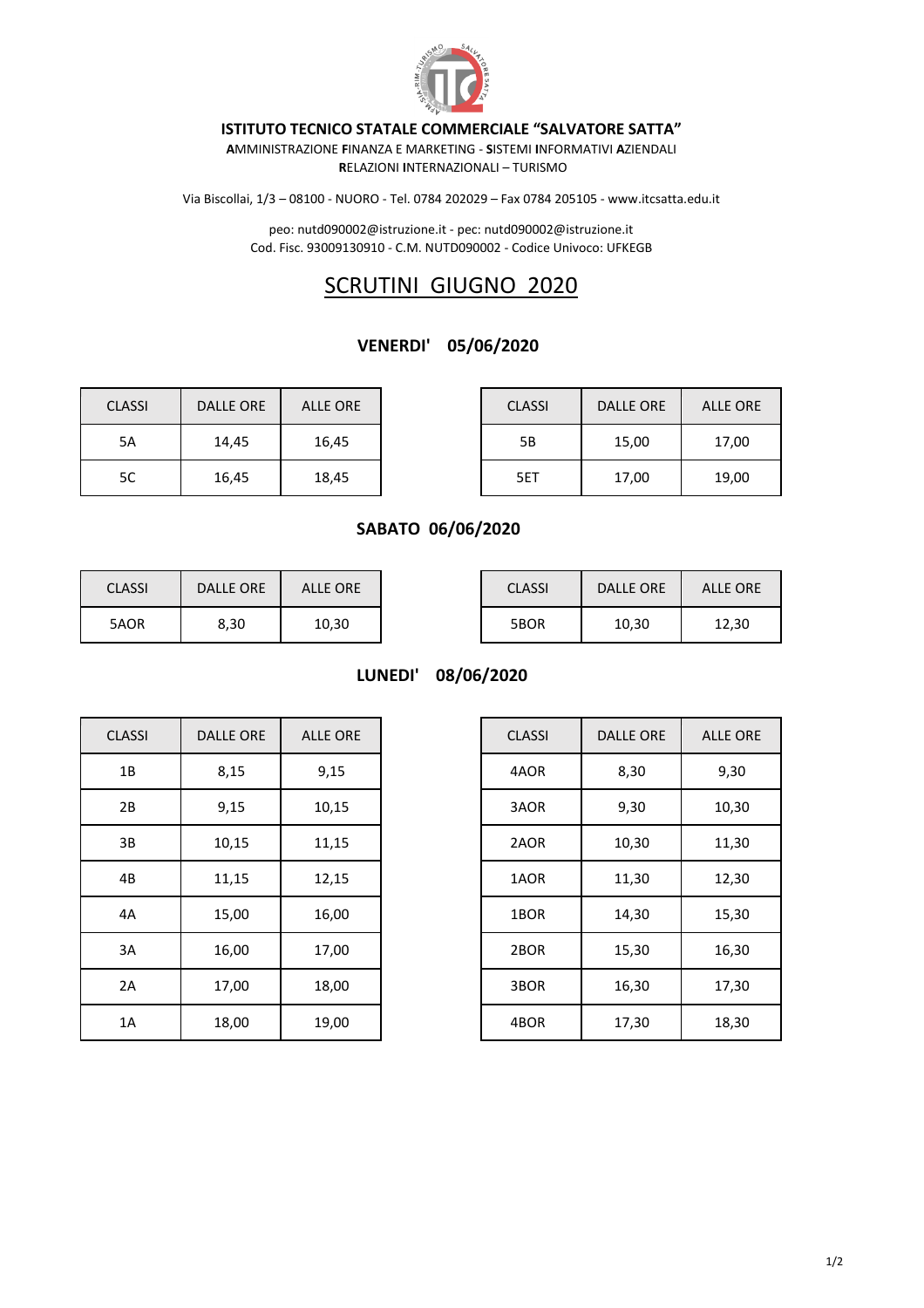**ISTITUTO TECNICO STATALE COMMERCIALE "SALVATORE SATTA"**

**A**MMINISTRAZIONE **F**INANZA E MARKETING - **S**ISTEMI **I**NFORMATIVI **A**ZIENDALI

**R**ELAZIONI **I**NTERNAZIONALI – TURISMO

Via Biscollai, 1/3 – 08100 - NUORO - Tel. 0784 202029 – Fax 0784 205105 - www.itcsatta.edu.it

peo: nutd090002@istruzione.it - pec: nutd090002@istruzione.it

Cod. Fisc. 93009130910 - C.M. NUTD090002 - Codice Univoco: UFKEGB

# SCRUTINI GIUGNO 2020

## VENERDI' 05/06/2020

| CLASSI | DALLE ORE | ALLE ORE |
|---|---|---|
| 5A | 14,45 | 16,45 |
| 5C | 16,45 | 18,45 |

| CLASSI | DALLE ORE | ALLE ORE |
|---|---|---|
| 5B | 15,00 | 17,00 |
| 5ET | 17,00 | 19,00 |

## SABATO 06/06/2020

| CLASSI | DALLE ORE | ALLE ORE |
|---|---|---|
| 5AOR | 8,30 | 10,30 |

| CLASSI | DALLE ORE | ALLE ORE |
|---|---|---|
| 5BOR | 10,30 | 12,30 |

## LUNEDI' 08/06/2020

| CLASSI | DALLE ORE | ALLE ORE |
|---|---|---|
| 1B | 8,15 | 9,15 |
| 2B | 9,15 | 10,15 |
| 3B | 10,15 | 11,15 |
| 4B | 11,15 | 12,15 |
| 4A | 15,00 | 16,00 |
| 3A | 16,00 | 17,00 |
| 2A | 17,00 | 18,00 |
| 1A | 18,00 | 19,00 |

| CLASSI | DALLE ORE | ALLE ORE |
|---|---|---|
| 4AOR | 8,30 | 9,30 |
| 3AOR | 9,30 | 10,30 |
| 2AOR | 10,30 | 11,30 |
| 1AOR | 11,30 | 12,30 |
| 1BOR | 14,30 | 15,30 |
| 2BOR | 15,30 | 16,30 |
| 3BOR | 16,30 | 17,30 |
| 4BOR | 17,30 | 18,30 |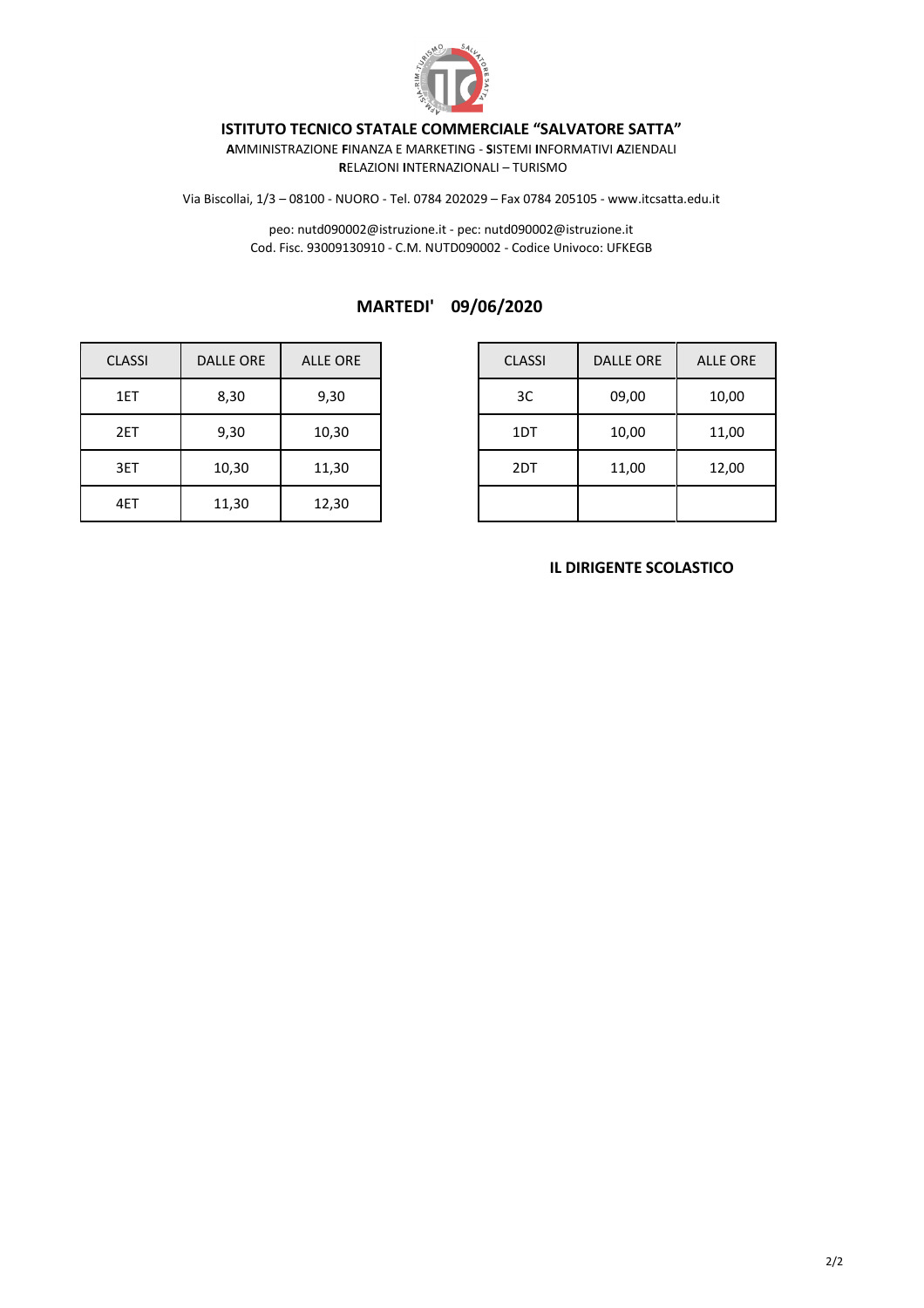**ISTITUTO TECNICO STATALE COMMERCIALE "SALVATORE SATTA"**

**A**MMINISTRAZIONE **F**INANZA E MARKETING - **S**ISTEMI **I**NFORMATIVI **A**ZIENDALI

**R**ELAZIONI **I**NTERNAZIONALI – TURISMO

Via Biscollai, 1/3 – 08100 - NUORO - Tel. 0784 202029 – Fax 0784 205105 - www.itcsatta.edu.it

peo: nutd090002@istruzione.it - pec: nutd090002@istruzione.it
Cod. Fisc. 93009130910 - C.M. NUTD090002 - Codice Univoco: UFKEGB

## MARTEDI' 09/06/2020

| CLASSI | DALLE ORE | ALLE ORE |
|---|---|---|
| 1ET | 8,30 | 9,30 |
| 2ET | 9,30 | 10,30 |
| 3ET | 10,30 | 11,30 |
| 4ET | 11,30 | 12,30 |

| CLASSI | DALLE ORE | ALLE ORE |
|---|---|---|
| 3C | 09,00 | 10,00 |
| 1DT | 10,00 | 11,00 |
| 2DT | 11,00 | 12,00 |
| | | |

**IL DIRIGENTE SCOLASTICO**